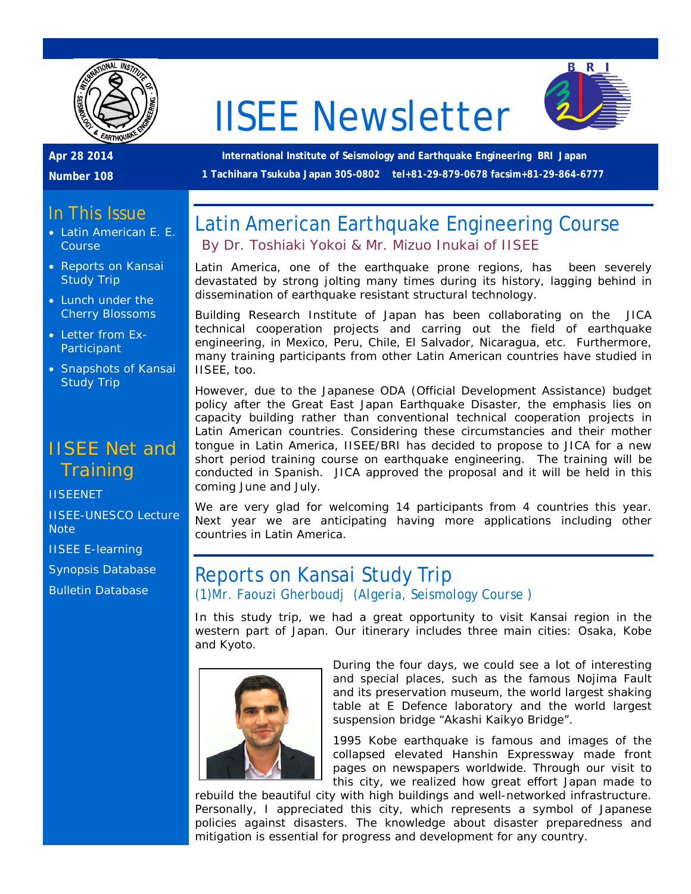# IISEE Newsletter

**Apr 28 2014**

**Number 108**

**International Institute of Seismology and Earthquake Engineering BRI Japan**

**1 Tachihara Tsukuba Japan 305-0802 tel+81-29-879-0678 facsim+81-29-864-6777**

## In This Issue

- Latin American E. E. Course
- Reports on Kansai Study Trip
- Lunch under the Cherry Blossoms
- Letter from Ex-Participant
- Snapshots of Kansai Study Trip

## IISEE Net and Training

IISEENET

IISEE-UNESCO Lecture Note

IISEE E-learning

Synopsis Database

Bulletin Database

## Latin American Earthquake Engineering Course

By Dr. Toshiaki Yokoi & Mr. Mizuo Inukai of IISEE

Latin America, one of the earthquake prone regions, has been severely devastated by strong jolting many times during its history, lagging behind in dissemination of earthquake resistant structural technology.

Building Research Institute of Japan has been collaborating on the JICA technical cooperation projects and carring out the field of earthquake engineering, in Mexico, Peru, Chile, El Salvador, Nicaragua, etc. Furthermore, many training participants from other Latin American countries have studied in IISEE, too.

However, due to the Japanese ODA (Official Development Assistance) budget policy after the Great East Japan Earthquake Disaster, the emphasis lies on capacity building rather than conventional technical cooperation projects in Latin American countries. Considering these circumstancies and their mother tongue in Latin America, IISEE/BRI has decided to propose to JICA for a new short period training course on earthquake engineering. The training will be conducted in Spanish. JICA approved the proposal and it will be held in this coming June and July.

We are very glad for welcoming 14 participants from 4 countries this year. Next year we are anticipating having more applications including other countries in Latin America.

## Reports on Kansai Study Trip

*(1)Mr. Faouzi Gherboudj (Algeria, Seismology Course )*

In this study trip, we had a great opportunity to visit Kansai region in the western part of Japan. Our itinerary includes three main cities: Osaka, Kobe and Kyoto.

During the four days, we could see a lot of interesting and special places, such as the famous Nojima Fault and its preservation museum, the world largest shaking table at E Defence laboratory and the world largest suspension bridge "Akashi Kaikyo Bridge".

1995 Kobe earthquake is famous and images of the collapsed elevated Hanshin Expressway made front pages on newspapers worldwide. Through our visit to this city, we realized how great effort Japan made to rebuild the beautiful city with high buildings and well-networked infrastructure. Personally, I appreciated this city, which represents a symbol of Japanese policies against disasters. The knowledge about disaster preparedness and mitigation is essential for progress and development for any country.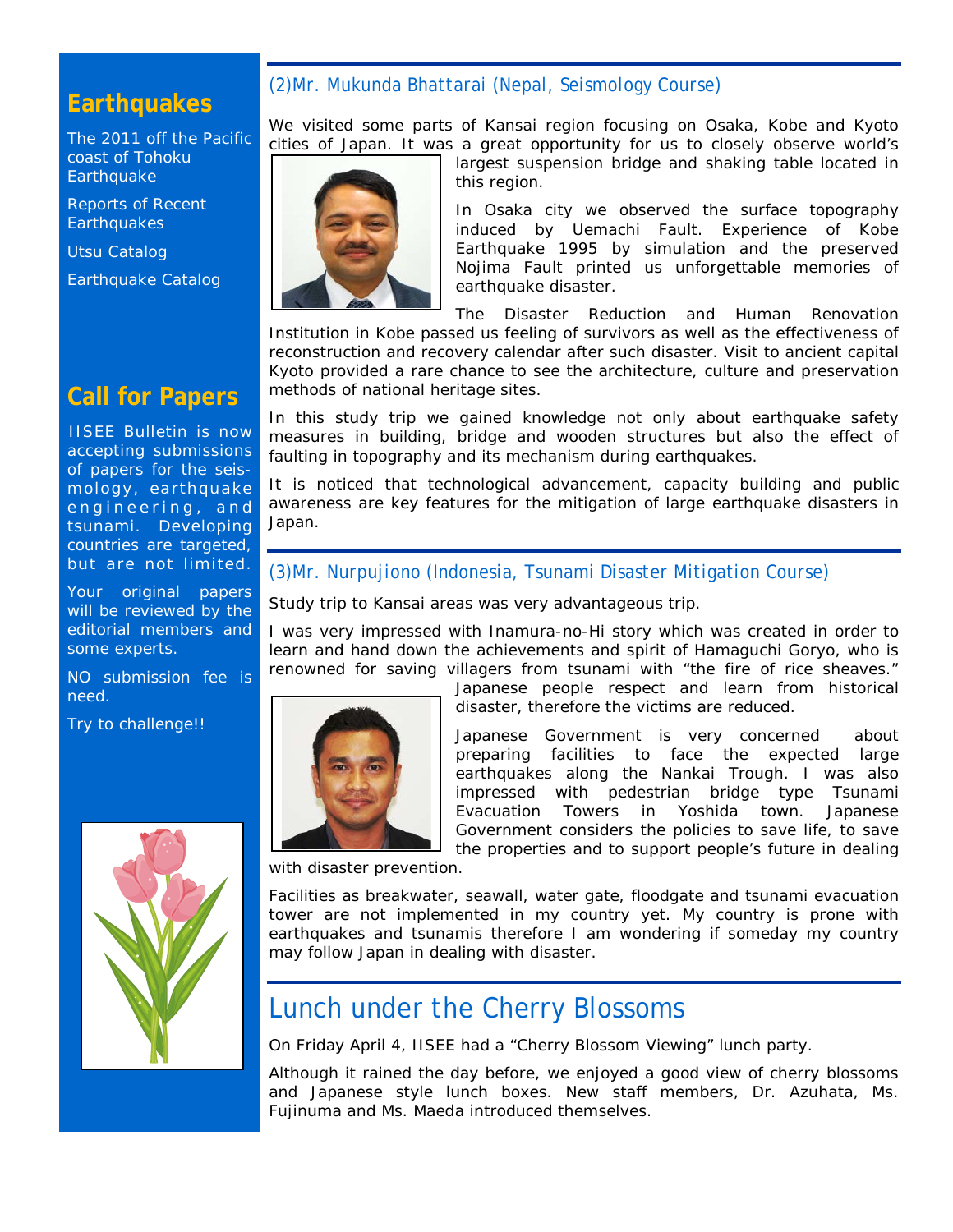## Earthquakes

The 2011 off the Pacific coast of Tohoku Earthquake

Reports of Recent Earthquakes

Utsu Catalog

Earthquake Catalog

## Call for Papers

IISEE Bulletin is now accepting submissions of papers for the seismology, earthquake engineering, and tsunami. Developing countries are targeted, but are not limited.

Your original papers will be reviewed by the editorial members and some experts.

NO submission fee is need.

Try to challenge!!

### (2)Mr. Mukunda Bhattarai (Nepal, Seismology Course)

We visited some parts of Kansai region focusing on Osaka, Kobe and Kyoto cities of Japan. It was a great opportunity for us to closely observe world's largest suspension bridge and shaking table located in this region.

In Osaka city we observed the surface topography induced by Uemachi Fault. Experience of Kobe Earthquake 1995 by simulation and the preserved Nojima Fault printed us unforgettable memories of earthquake disaster.

The Disaster Reduction and Human Renovation Institution in Kobe passed us feeling of survivors as well as the effectiveness of reconstruction and recovery calendar after such disaster. Visit to ancient capital Kyoto provided a rare chance to see the architecture, culture and preservation methods of national heritage sites.

In this study trip we gained knowledge not only about earthquake safety measures in building, bridge and wooden structures but also the effect of faulting in topography and its mechanism during earthquakes.

It is noticed that technological advancement, capacity building and public awareness are key features for the mitigation of large earthquake disasters in Japan.

### (3)Mr. Nurpujiono (Indonesia, Tsunami Disaster Mitigation Course)

Study trip to Kansai areas was very advantageous trip.

I was very impressed with Inamura-no-Hi story which was created in order to learn and hand down the achievements and spirit of Hamaguchi Goryo, who is renowned for saving villagers from tsunami with "the fire of rice sheaves." Japanese people respect and learn from historical disaster, therefore the victims are reduced.

Japanese Government is very concerned about preparing facilities to face the expected large earthquakes along the Nankai Trough. I was also impressed with pedestrian bridge type Tsunami Evacuation Towers in Yoshida town. Japanese Government considers the policies to save life, to save the properties and to support people's future in dealing with disaster prevention.

Facilities as breakwater, seawall, water gate, floodgate and tsunami evacuation tower are not implemented in my country yet. My country is prone with earthquakes and tsunamis therefore I am wondering if someday my country may follow Japan in dealing with disaster.

## Lunch under the Cherry Blossoms

On Friday April 4, IISEE had a "Cherry Blossom Viewing" lunch party.

Although it rained the day before, we enjoyed a good view of cherry blossoms and Japanese style lunch boxes. New staff members, Dr. Azuhata, Ms. Fujinuma and Ms. Maeda introduced themselves.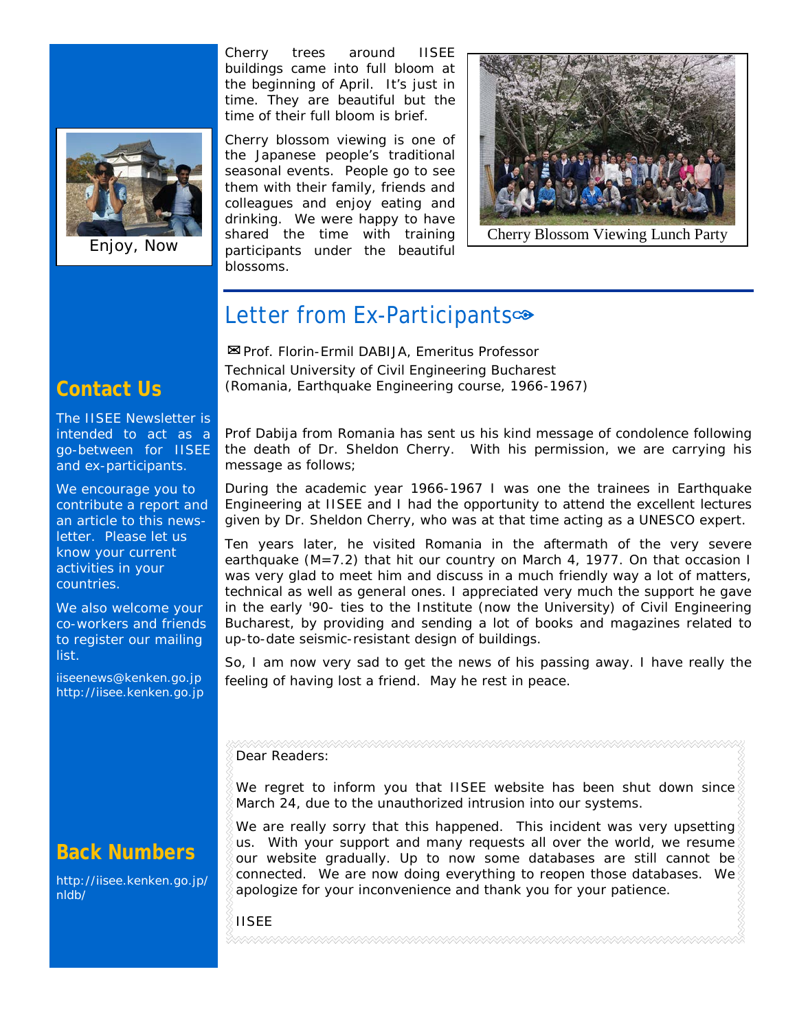Enjoy, Now

Cherry trees around IISEE buildings came into full bloom at the beginning of April. It's just in time. They are beautiful but the time of their full bloom is brief.

Cherry blossom viewing is one of the Japanese people's traditional seasonal events. People go to see them with their family, friends and colleagues and enjoy eating and drinking. We were happy to have shared the time with training participants under the beautiful blossoms.

Cherry Blossom Viewing Lunch Party

## Letter from Ex-Participants

✉Prof. Florin-Ermil DABIJA, Emeritus Professor
Technical University of Civil Engineering Bucharest
(Romania, Earthquake Engineering course, 1966-1967)

Prof Dabija from Romania has sent us his kind message of condolence following the death of Dr. Sheldon Cherry. With his permission, we are carrying his message as follows;

During the academic year 1966-1967 I was one the trainees in Earthquake Engineering at IISEE and I had the opportunity to attend the excellent lectures given by Dr. Sheldon Cherry, who was at that time acting as a UNESCO expert.

Ten years later, he visited Romania in the aftermath of the very severe earthquake (M=7.2) that hit our country on March 4, 1977. On that occasion I was very glad to meet him and discuss in a much friendly way a lot of matters, technical as well as general ones. I appreciated very much the support he gave in the early '90- ties to the Institute (now the University) of Civil Engineering Bucharest, by providing and sending a lot of books and magazines related to up-to-date seismic-resistant design of buildings.

So, I am now very sad to get the news of his passing away. I have really the feeling of having lost a friend. May he rest in peace.

Dear Readers:

We regret to inform you that IISEE website has been shut down since March 24, due to the unauthorized intrusion into our systems.

We are really sorry that this happened. This incident was very upsetting us. With your support and many requests all over the world, we resume our website gradually. Up to now some databases are still cannot be connected. We are now doing everything to reopen those databases. We apologize for your inconvenience and thank you for your patience.

IISEE

## Contact Us

The IISEE Newsletter is intended to act as a go-between for IISEE and ex-participants.

We encourage you to contribute a report and an article to this news-letter. Please let us know your current activities in your countries.

We also welcome your co-workers and friends to register our mailing list.

iiseenews@kenken.go.jp
http://iisee.kenken.go.jp

## Back Numbers

http://iisee.kenken.go.jp/nldb/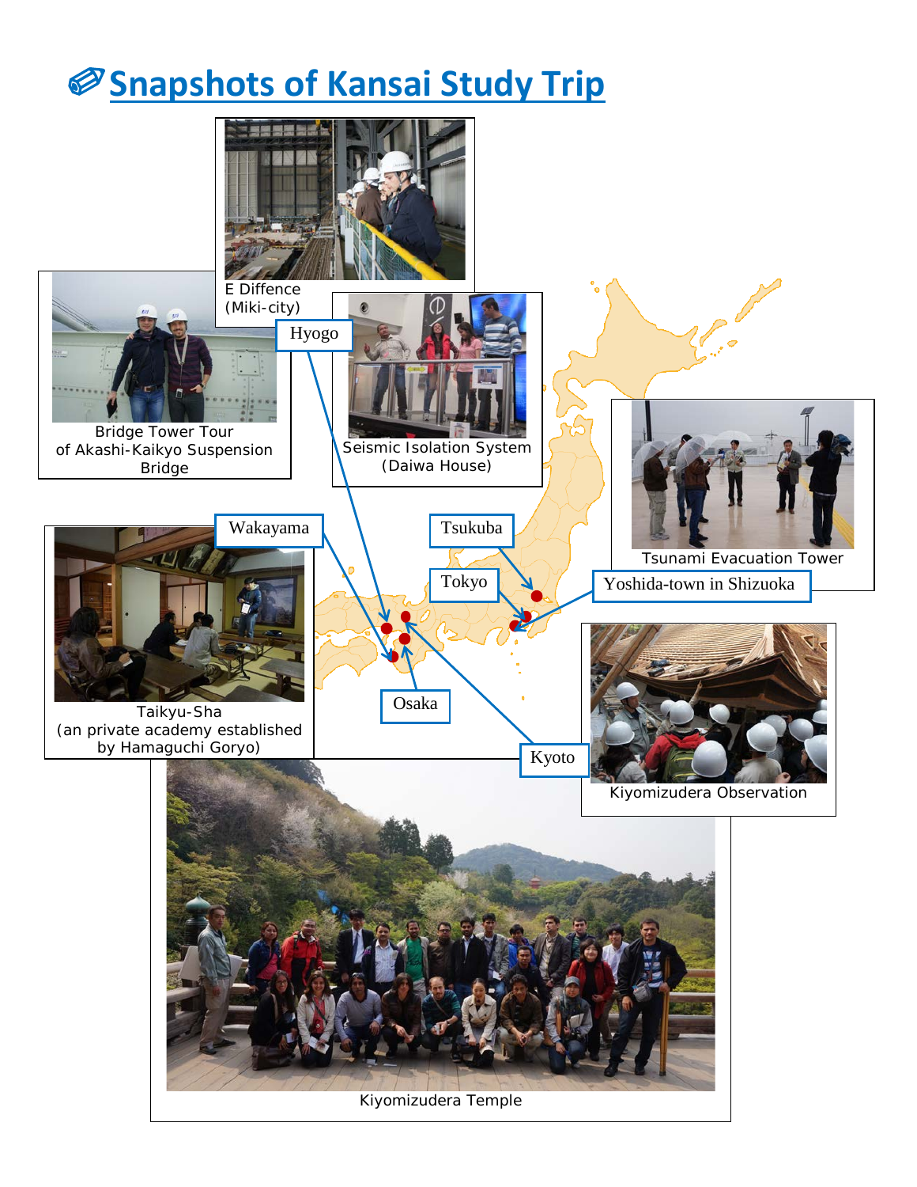# Snapshots of Kansai Study Trip

E Diffence
(Miki-city)

Hyogo

Bridge Tower Tour
of Akashi-Kaikyo Suspension
Bridge

Seismic Isolation System
(Daiwa House)

Tsunami Evacuation Tower

Wakayama

Tsukuba

Tokyo

Yoshida-town in Shizuoka

Taikyu-Sha
(an private academy established
by Hamaguchi Goryo)

Osaka

Kyoto

Kiyomizudera Observation

Kiyomizudera Temple